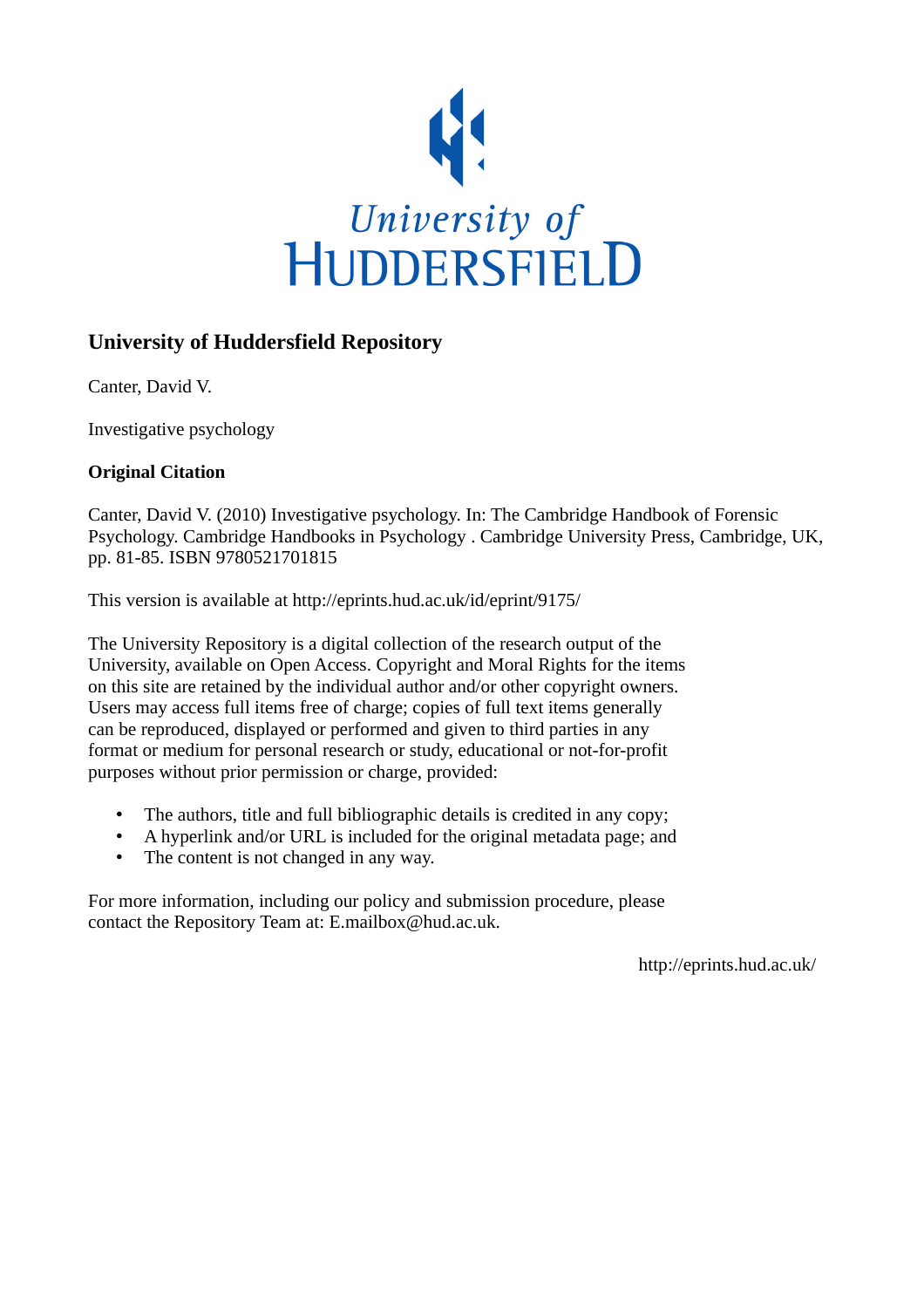University of
HUDDERSFIELD

## University of Huddersfield Repository

Canter, David V.

Investigative psychology

### Original Citation

Canter, David V. (2010) Investigative psychology. In: The Cambridge Handbook of Forensic Psychology. Cambridge Handbooks in Psychology . Cambridge University Press, Cambridge, UK, pp. 81-85. ISBN 9780521701815

This version is available at http://eprints.hud.ac.uk/id/eprint/9175/

The University Repository is a digital collection of the research output of the University, available on Open Access. Copyright and Moral Rights for the items on this site are retained by the individual author and/or other copyright owners. Users may access full items free of charge; copies of full text items generally can be reproduced, displayed or performed and given to third parties in any format or medium for personal research or study, educational or not-for-profit purposes without prior permission or charge, provided:

- The authors, title and full bibliographic details is credited in any copy;
- A hyperlink and/or URL is included for the original metadata page; and
- The content is not changed in any way.

For more information, including our policy and submission procedure, please contact the Repository Team at: E.mailbox@hud.ac.uk.

http://eprints.hud.ac.uk/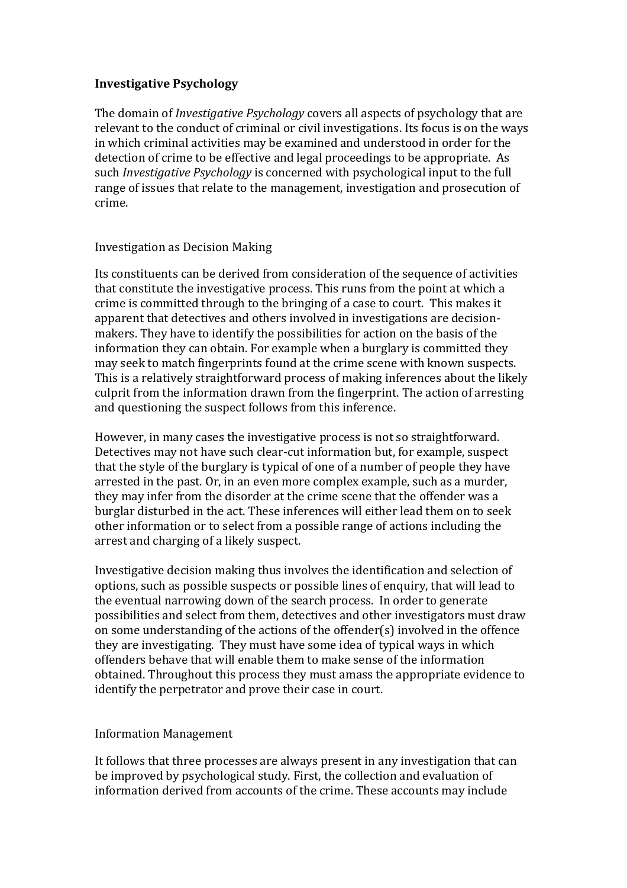## Investigative Psychology

The domain of *Investigative Psychology* covers all aspects of psychology that are relevant to the conduct of criminal or civil investigations. Its focus is on the ways in which criminal activities may be examined and understood in order for the detection of crime to be effective and legal proceedings to be appropriate. As such *Investigative Psychology* is concerned with psychological input to the full range of issues that relate to the management, investigation and prosecution of crime.

### Investigation as Decision Making

Its constituents can be derived from consideration of the sequence of activities that constitute the investigative process. This runs from the point at which a crime is committed through to the bringing of a case to court. This makes it apparent that detectives and others involved in investigations are decision-makers. They have to identify the possibilities for action on the basis of the information they can obtain. For example when a burglary is committed they may seek to match fingerprints found at the crime scene with known suspects. This is a relatively straightforward process of making inferences about the likely culprit from the information drawn from the fingerprint. The action of arresting and questioning the suspect follows from this inference.

However, in many cases the investigative process is not so straightforward. Detectives may not have such clear-cut information but, for example, suspect that the style of the burglary is typical of one of a number of people they have arrested in the past. Or, in an even more complex example, such as a murder, they may infer from the disorder at the crime scene that the offender was a burglar disturbed in the act. These inferences will either lead them on to seek other information or to select from a possible range of actions including the arrest and charging of a likely suspect.

Investigative decision making thus involves the identification and selection of options, such as possible suspects or possible lines of enquiry, that will lead to the eventual narrowing down of the search process. In order to generate possibilities and select from them, detectives and other investigators must draw on some understanding of the actions of the offender(s) involved in the offence they are investigating. They must have some idea of typical ways in which offenders behave that will enable them to make sense of the information obtained. Throughout this process they must amass the appropriate evidence to identify the perpetrator and prove their case in court.

### Information Management

It follows that three processes are always present in any investigation that can be improved by psychological study. First, the collection and evaluation of information derived from accounts of the crime. These accounts may include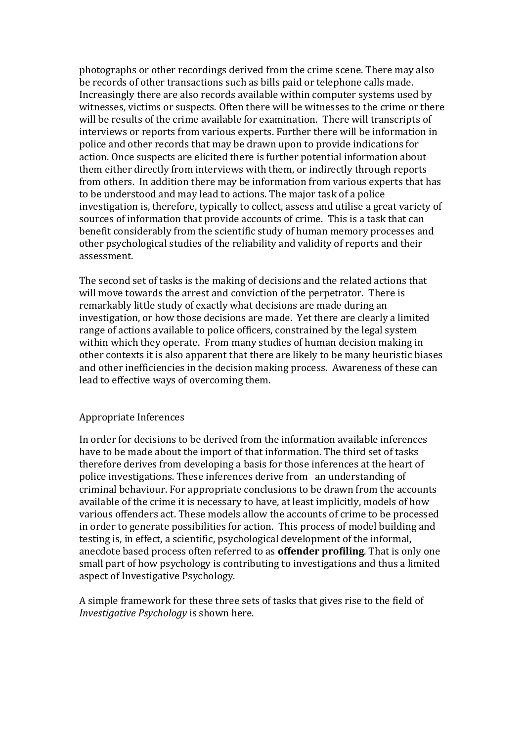photographs or other recordings derived from the crime scene. There may also be records of other transactions such as bills paid or telephone calls made. Increasingly there are also records available within computer systems used by witnesses, victims or suspects. Often there will be witnesses to the crime or there will be results of the crime available for examination. There will transcripts of interviews or reports from various experts. Further there will be information in police and other records that may be drawn upon to provide indications for action. Once suspects are elicited there is further potential information about them either directly from interviews with them, or indirectly through reports from others. In addition there may be information from various experts that has to be understood and may lead to actions. The major task of a police investigation is, therefore, typically to collect, assess and utilise a great variety of sources of information that provide accounts of crime. This is a task that can benefit considerably from the scientific study of human memory processes and other psychological studies of the reliability and validity of reports and their assessment.

The second set of tasks is the making of decisions and the related actions that will move towards the arrest and conviction of the perpetrator. There is remarkably little study of exactly what decisions are made during an investigation, or how those decisions are made. Yet there are clearly a limited range of actions available to police officers, constrained by the legal system within which they operate. From many studies of human decision making in other contexts it is also apparent that there are likely to be many heuristic biases and other inefficiencies in the decision making process. Awareness of these can lead to effective ways of overcoming them.

## Appropriate Inferences

In order for decisions to be derived from the information available inferences have to be made about the import of that information. The third set of tasks therefore derives from developing a basis for those inferences at the heart of police investigations. These inferences derive from an understanding of criminal behaviour. For appropriate conclusions to be drawn from the accounts available of the crime it is necessary to have, at least implicitly, models of how various offenders act. These models allow the accounts of crime to be processed in order to generate possibilities for action. This process of model building and testing is, in effect, a scientific, psychological development of the informal, anecdote based process often referred to as **offender profiling**. That is only one small part of how psychology is contributing to investigations and thus a limited aspect of Investigative Psychology.

A simple framework for these three sets of tasks that gives rise to the field of *Investigative Psychology* is shown here.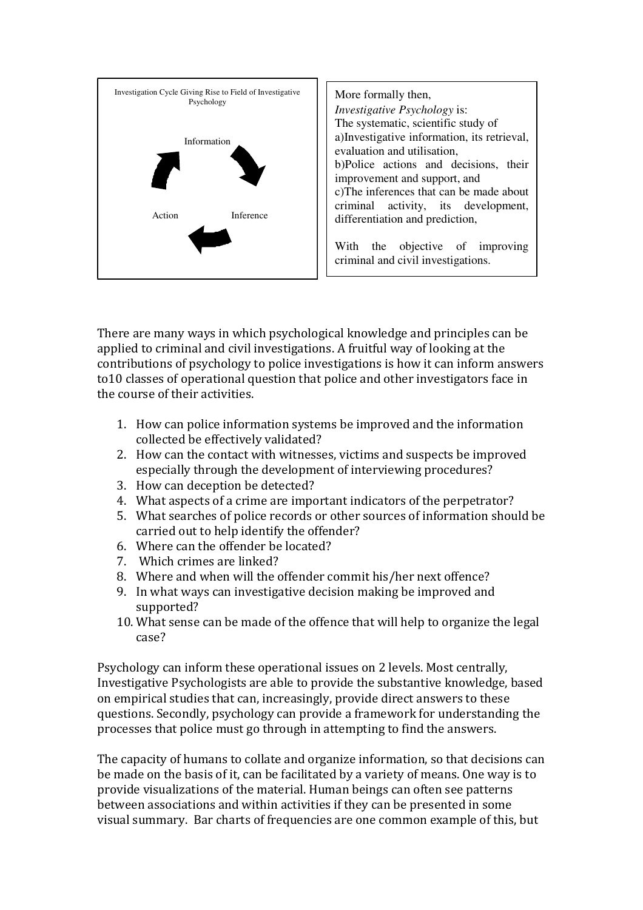Investigation Cycle Giving Rise to Field of Investigative Psychology

Information → Inference → Action → Information

More formally then,
*Investigative Psychology* is:
The systematic, scientific study of
a)Investigative information, its retrieval, evaluation and utilisation,
b)Police actions and decisions, their improvement and support, and
c)The inferences that can be made about criminal activity, its development, differentiation and prediction,

With the objective of improving criminal and civil investigations.

There are many ways in which psychological knowledge and principles can be applied to criminal and civil investigations. A fruitful way of looking at the contributions of psychology to police investigations is how it can inform answers to10 classes of operational question that police and other investigators face in the course of their activities.

1. How can police information systems be improved and the information collected be effectively validated?
2. How can the contact with witnesses, victims and suspects be improved especially through the development of interviewing procedures?
3. How can deception be detected?
4. What aspects of a crime are important indicators of the perpetrator?
5. What searches of police records or other sources of information should be carried out to help identify the offender?
6. Where can the offender be located?
7. Which crimes are linked?
8. Where and when will the offender commit his/her next offence?
9. In what ways can investigative decision making be improved and supported?
10. What sense can be made of the offence that will help to organize the legal case?

Psychology can inform these operational issues on 2 levels. Most centrally, Investigative Psychologists are able to provide the substantive knowledge, based on empirical studies that can, increasingly, provide direct answers to these questions. Secondly, psychology can provide a framework for understanding the processes that police must go through in attempting to find the answers.

The capacity of humans to collate and organize information, so that decisions can be made on the basis of it, can be facilitated by a variety of means. One way is to provide visualizations of the material. Human beings can often see patterns between associations and within activities if they can be presented in some visual summary. Bar charts of frequencies are one common example of this, but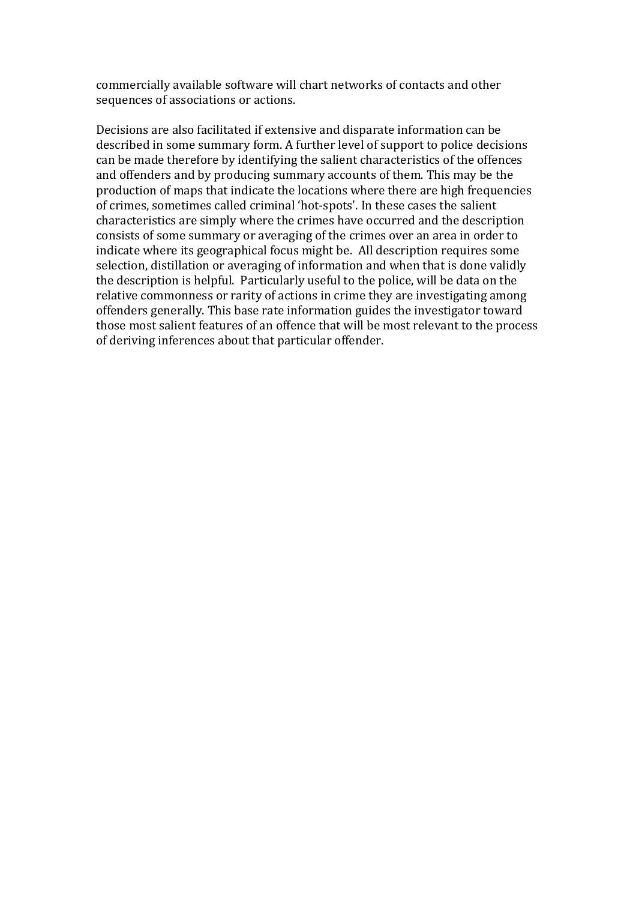commercially available software will chart networks of contacts and other sequences of associations or actions.

Decisions are also facilitated if extensive and disparate information can be described in some summary form. A further level of support to police decisions can be made therefore by identifying the salient characteristics of the offences and offenders and by producing summary accounts of them. This may be the production of maps that indicate the locations where there are high frequencies of crimes, sometimes called criminal 'hot-spots'. In these cases the salient characteristics are simply where the crimes have occurred and the description consists of some summary or averaging of the crimes over an area in order to indicate where its geographical focus might be. All description requires some selection, distillation or averaging of information and when that is done validly the description is helpful. Particularly useful to the police, will be data on the relative commonness or rarity of actions in crime they are investigating among offenders generally. This base rate information guides the investigator toward those most salient features of an offence that will be most relevant to the process of deriving inferences about that particular offender.